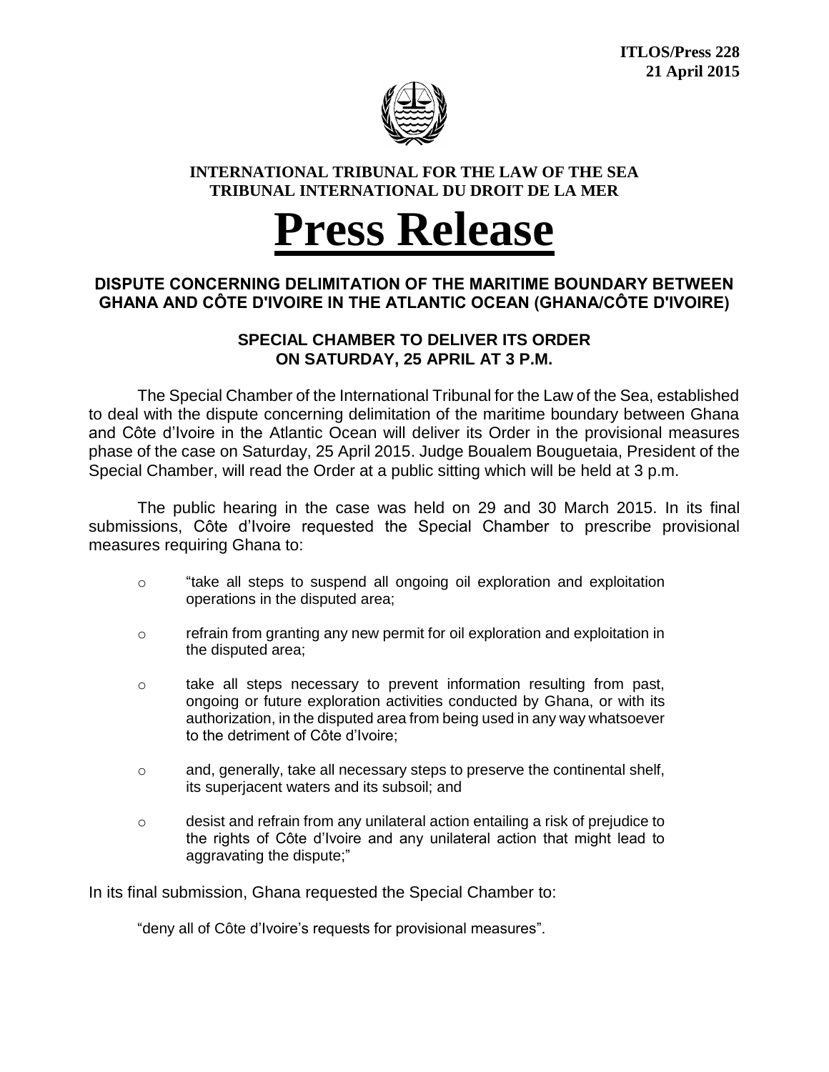**ITLOS/Press 228**
**21 April 2015**

**INTERNATIONAL TRIBUNAL FOR THE LAW OF THE SEA**
**TRIBUNAL INTERNATIONAL DU DROIT DE LA MER**

# Press Release

## DISPUTE CONCERNING DELIMITATION OF THE MARITIME BOUNDARY BETWEEN GHANA AND CÔTE D'IVOIRE IN THE ATLANTIC OCEAN (GHANA/CÔTE D'IVOIRE)

### SPECIAL CHAMBER TO DELIVER ITS ORDER ON SATURDAY, 25 APRIL AT 3 P.M.

The Special Chamber of the International Tribunal for the Law of the Sea, established to deal with the dispute concerning delimitation of the maritime boundary between Ghana and Côte d'Ivoire in the Atlantic Ocean will deliver its Order in the provisional measures phase of the case on Saturday, 25 April 2015. Judge Boualem Bouguetaia, President of the Special Chamber, will read the Order at a public sitting which will be held at 3 p.m.

The public hearing in the case was held on 29 and 30 March 2015. In its final submissions, Côte d'Ivoire requested the Special Chamber to prescribe provisional measures requiring Ghana to:

- "take all steps to suspend all ongoing oil exploration and exploitation operations in the disputed area;
- refrain from granting any new permit for oil exploration and exploitation in the disputed area;
- take all steps necessary to prevent information resulting from past, ongoing or future exploration activities conducted by Ghana, or with its authorization, in the disputed area from being used in any way whatsoever to the detriment of Côte d'Ivoire;
- and, generally, take all necessary steps to preserve the continental shelf, its superjacent waters and its subsoil; and
- desist and refrain from any unilateral action entailing a risk of prejudice to the rights of Côte d'Ivoire and any unilateral action that might lead to aggravating the dispute;"

In its final submission, Ghana requested the Special Chamber to:

"deny all of Côte d'Ivoire's requests for provisional measures".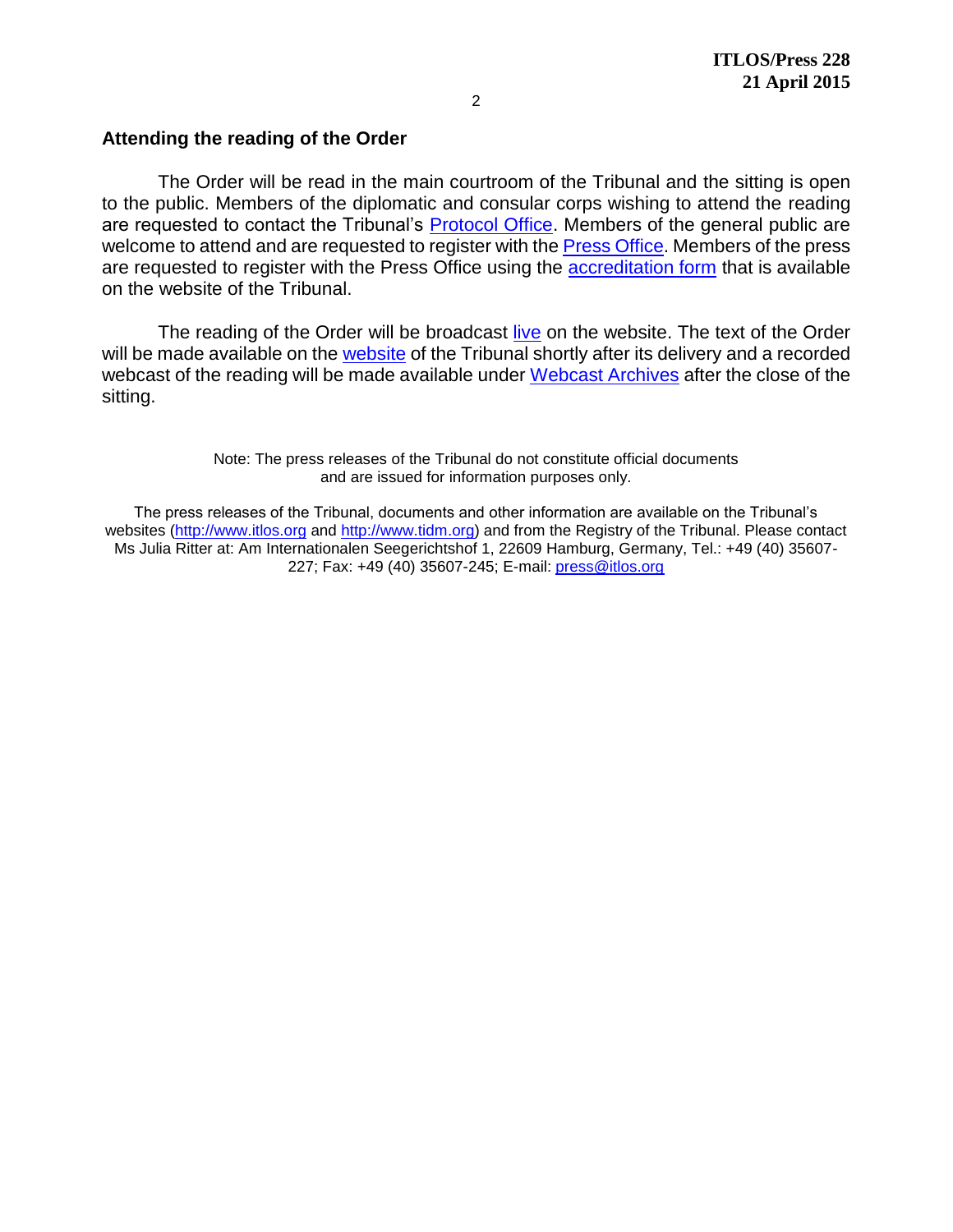## Attending the reading of the Order

The Order will be read in the main courtroom of the Tribunal and the sitting is open to the public. Members of the diplomatic and consular corps wishing to attend the reading are requested to contact the Tribunal's Protocol Office. Members of the general public are welcome to attend and are requested to register with the Press Office. Members of the press are requested to register with the Press Office using the accreditation form that is available on the website of the Tribunal.

The reading of the Order will be broadcast live on the website. The text of the Order will be made available on the website of the Tribunal shortly after its delivery and a recorded webcast of the reading will be made available under Webcast Archives after the close of the sitting.

Note: The press releases of the Tribunal do not constitute official documents and are issued for information purposes only.

The press releases of the Tribunal, documents and other information are available on the Tribunal's websites (http://www.itlos.org and http://www.tidm.org) and from the Registry of the Tribunal. Please contact Ms Julia Ritter at: Am Internationalen Seegerichtshof 1, 22609 Hamburg, Germany, Tel.: +49 (40) 35607-227; Fax: +49 (40) 35607-245; E-mail: press@itlos.org